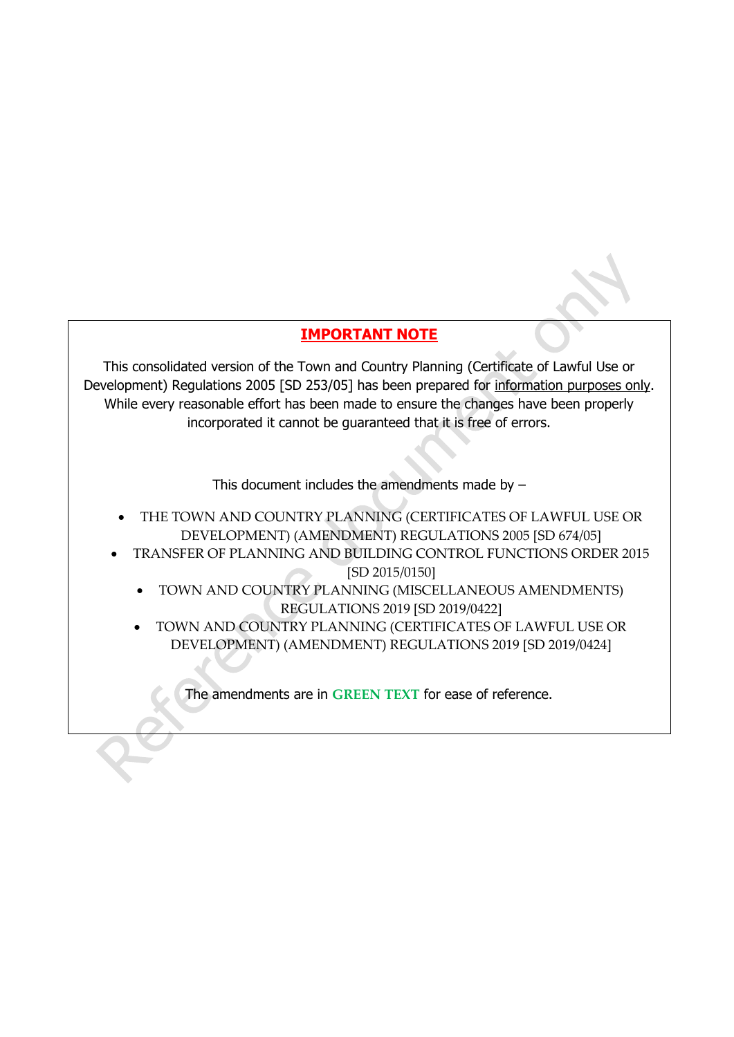**IMPORTANT NOTE**

This consolidated version of the Town and Country Planning (Certificate of Lawful Use or Development) Regulations 2005 [SD 253/05] has been prepared for information purposes only. While every reasonable effort has been made to ensure the changes have been properly incorporated it cannot be guaranteed that it is free of errors.

This document includes the amendments made by –

- THE TOWN AND COUNTRY PLANNING (CERTIFICATES OF LAWFUL USE OR DEVELOPMENT) (AMENDMENT) REGULATIONS 2005 [SD 674/05]
- TRANSFER OF PLANNING AND BUILDING CONTROL FUNCTIONS ORDER 2015 [SD 2015/0150]
- TOWN AND COUNTRY PLANNING (MISCELLANEOUS AMENDMENTS) REGULATIONS 2019 [SD 2019/0422]
- TOWN AND COUNTRY PLANNING (CERTIFICATES OF LAWFUL USE OR DEVELOPMENT) (AMENDMENT) REGULATIONS 2019 [SD 2019/0424]

The amendments are in **GREEN TEXT** for ease of reference.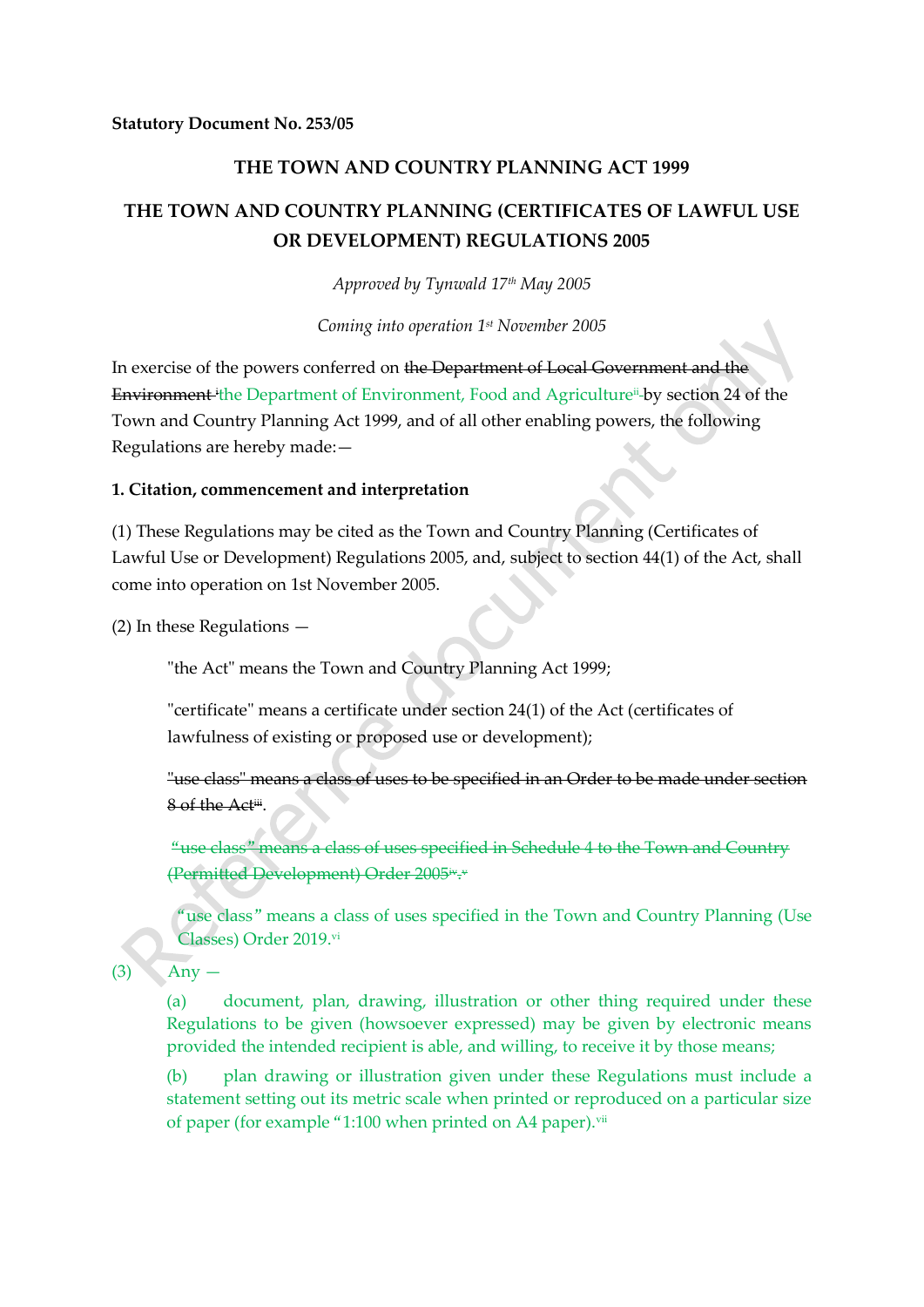**Statutory Document No. 253/05**

**THE TOWN AND COUNTRY PLANNING ACT 1999**

## THE TOWN AND COUNTRY PLANNING (CERTIFICATES OF LAWFUL USE OR DEVELOPMENT) REGULATIONS 2005

*Approved by Tynwald 17th May 2005*

*Coming into operation 1st November 2005*

In exercise of the powers conferred on ~~the Department of Local Government and the Environment~~ [i]the Department of Environment, Food and Agriculture[ii] by section 24 of the Town and Country Planning Act 1999, and of all other enabling powers, the following Regulations are hereby made:—

**1. Citation, commencement and interpretation**

(1) These Regulations may be cited as the Town and Country Planning (Certificates of Lawful Use or Development) Regulations 2005, and, subject to section 44(1) of the Act, shall come into operation on 1st November 2005.

(2) In these Regulations —

"the Act" means the Town and Country Planning Act 1999;

"certificate" means a certificate under section 24(1) of the Act (certificates of lawfulness of existing or proposed use or development);

~~"use class" means a class of uses to be specified in an Order to be made under section 8 of the Act[iii]~~.

~~"use class" means a class of uses specified in Schedule 4 to the Town and Country (Permitted Development) Order 2005[iv].[v]~~

"use class" means a class of uses specified in the Town and Country Planning (Use Classes) Order 2019.[vi]

(3) Any —

(a) document, plan, drawing, illustration or other thing required under these Regulations to be given (howsoever expressed) may be given by electronic means provided the intended recipient is able, and willing, to receive it by those means;

(b) plan drawing or illustration given under these Regulations must include a statement setting out its metric scale when printed or reproduced on a particular size of paper (for example "1:100 when printed on A4 paper).[vii]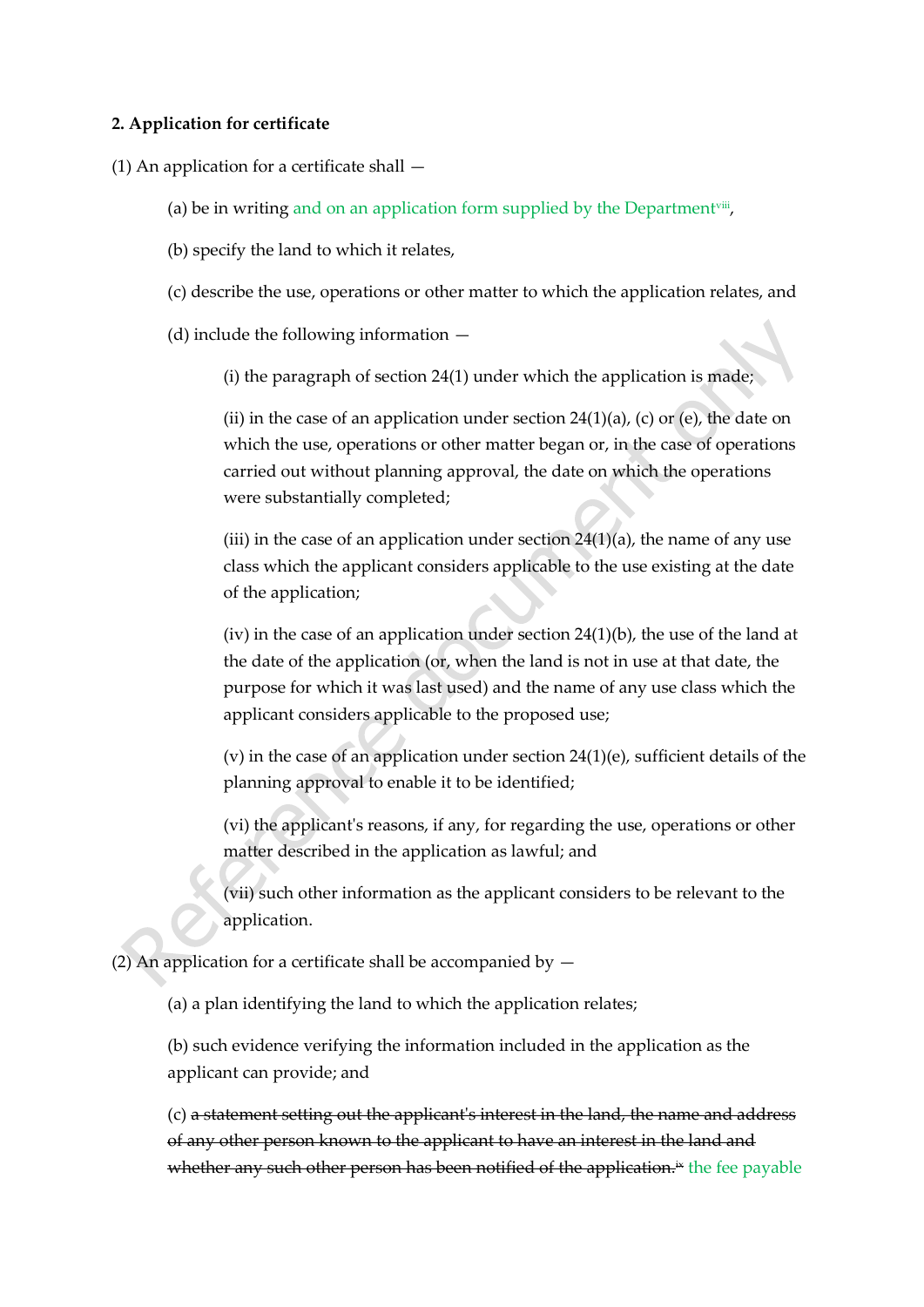**2. Application for certificate**

(1) An application for a certificate shall —

(a) be in writing and on an application form supplied by the Department[viii],

(b) specify the land to which it relates,

(c) describe the use, operations or other matter to which the application relates, and

(d) include the following information —

(i) the paragraph of section 24(1) under which the application is made;

(ii) in the case of an application under section 24(1)(a), (c) or (e), the date on which the use, operations or other matter began or, in the case of operations carried out without planning approval, the date on which the operations were substantially completed;

(iii) in the case of an application under section 24(1)(a), the name of any use class which the applicant considers applicable to the use existing at the date of the application;

(iv) in the case of an application under section 24(1)(b), the use of the land at the date of the application (or, when the land is not in use at that date, the purpose for which it was last used) and the name of any use class which the applicant considers applicable to the proposed use;

(v) in the case of an application under section 24(1)(e), sufficient details of the planning approval to enable it to be identified;

(vi) the applicant's reasons, if any, for regarding the use, operations or other matter described in the application as lawful; and

(vii) such other information as the applicant considers to be relevant to the application.

(2) An application for a certificate shall be accompanied by —

(a) a plan identifying the land to which the application relates;

(b) such evidence verifying the information included in the application as the applicant can provide; and

(c) ~~a statement setting out the applicant's interest in the land, the name and address of any other person known to the applicant to have an interest in the land and whether any such other person has been notified of the application.~~[ix] the fee payable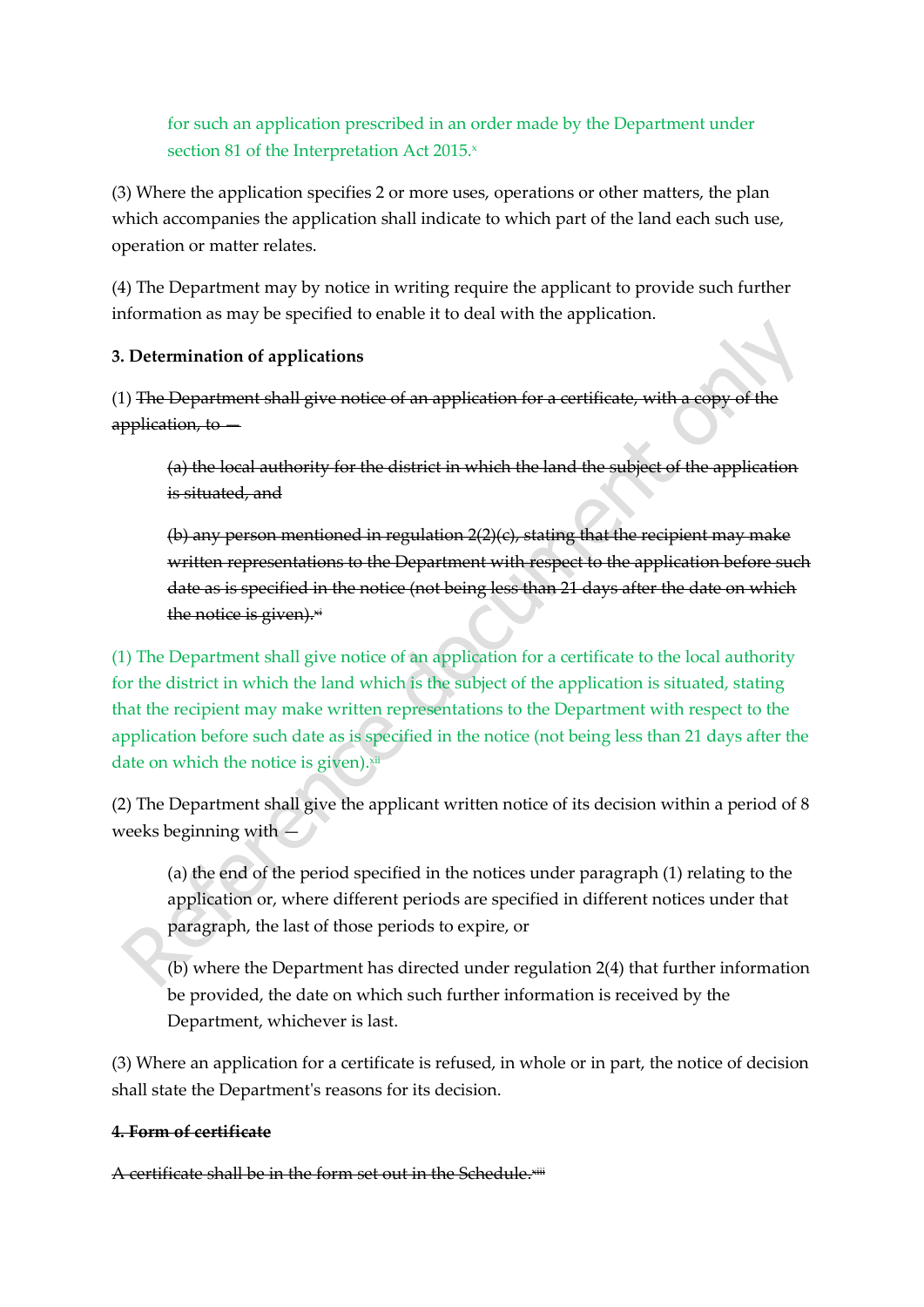for such an application prescribed in an order made by the Department under section 81 of the Interpretation Act 2015.[x]

(3) Where the application specifies 2 or more uses, operations or other matters, the plan which accompanies the application shall indicate to which part of the land each such use, operation or matter relates.

(4) The Department may by notice in writing require the applicant to provide such further information as may be specified to enable it to deal with the application.

**3. Determination of applications**

(1) ~~The Department shall give notice of an application for a certificate, with a copy of the application, to —~~

> ~~(a) the local authority for the district in which the land the subject of the application is situated, and~~
>
> ~~(b) any person mentioned in regulation 2(2)(c), stating that the recipient may make written representations to the Department with respect to the application before such date as is specified in the notice (not being less than 21 days after the date on which the notice is given).~~[xi]

(1) The Department shall give notice of an application for a certificate to the local authority for the district in which the land which is the subject of the application is situated, stating that the recipient may make written representations to the Department with respect to the application before such date as is specified in the notice (not being less than 21 days after the date on which the notice is given).[xii]

(2) The Department shall give the applicant written notice of its decision within a period of 8 weeks beginning with —

> (a) the end of the period specified in the notices under paragraph (1) relating to the application or, where different periods are specified in different notices under that paragraph, the last of those periods to expire, or
>
> (b) where the Department has directed under regulation 2(4) that further information be provided, the date on which such further information is received by the Department, whichever is last.

(3) Where an application for a certificate is refused, in whole or in part, the notice of decision shall state the Department's reasons for its decision.

**~~4. Form of certificate~~**

~~A certificate shall be in the form set out in the Schedule.~~[xiii]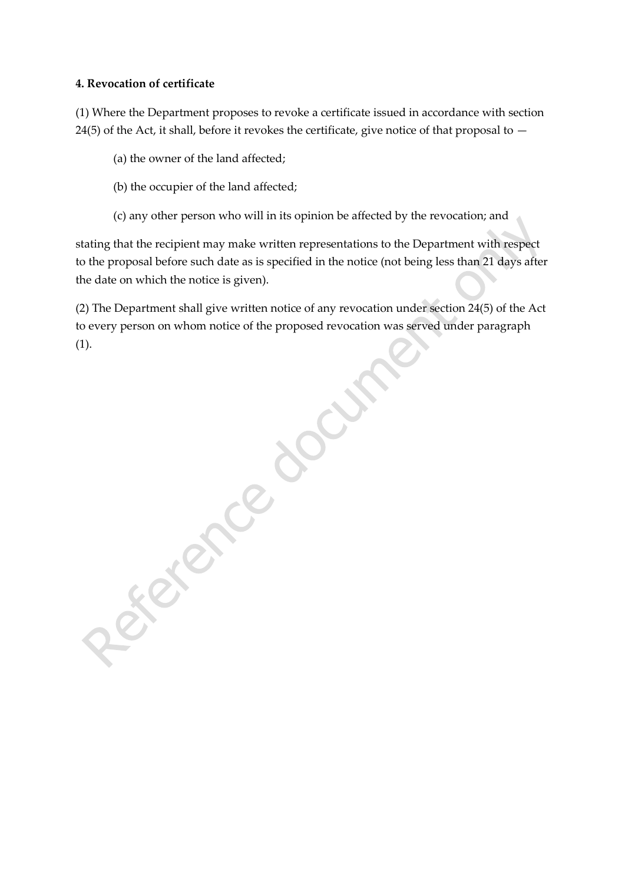**4. Revocation of certificate**

(1) Where the Department proposes to revoke a certificate issued in accordance with section 24(5) of the Act, it shall, before it revokes the certificate, give notice of that proposal to —

(a) the owner of the land affected;

(b) the occupier of the land affected;

(c) any other person who will in its opinion be affected by the revocation; and

stating that the recipient may make written representations to the Department with respect to the proposal before such date as is specified in the notice (not being less than 21 days after the date on which the notice is given).

(2) The Department shall give written notice of any revocation under section 24(5) of the Act to every person on whom notice of the proposed revocation was served under paragraph (1).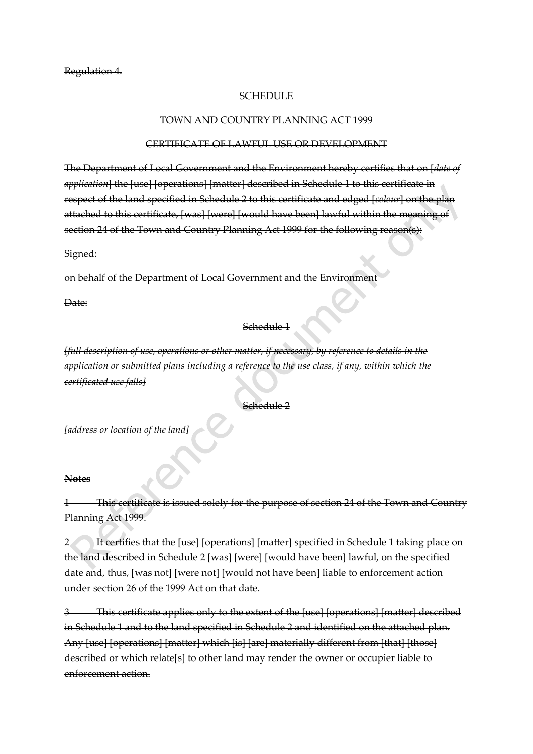~~Regulation 4.~~

~~SCHEDULE~~

~~TOWN AND COUNTRY PLANNING ACT 1999~~

~~CERTIFICATE OF LAWFUL USE OR DEVELOPMENT~~

~~The Department of Local Government and the Environment hereby certifies that on [*date of application*] the [use] [operations] [matter] described in Schedule 1 to this certificate in respect of the land specified in Schedule 2 to this certificate and edged [*colour*] on the plan attached to this certificate, [was] [were] [would have been] lawful within the meaning of section 24 of the Town and Country Planning Act 1999 for the following reason(s):~~

~~Signed:~~

~~on behalf of the Department of Local Government and the Environment~~

~~Date:~~

~~Schedule 1~~

~~*[full description of use, operations or other matter, if necessary, by reference to details in the application or submitted plans including a reference to the use class, if any, within which the certificated use falls]*~~

~~Schedule 2~~

~~*[address or location of the land]*~~

~~**Notes**~~

~~1 This certificate is issued solely for the purpose of section 24 of the Town and Country Planning Act 1999.~~

~~2 It certifies that the [use] [operations] [matter] specified in Schedule 1 taking place on the land described in Schedule 2 [was] [were] [would have been] lawful, on the specified date and, thus, [was not] [were not] [would not have been] liable to enforcement action under section 26 of the 1999 Act on that date.~~

~~3 This certificate applies only to the extent of the [use] [operations] [matter] described in Schedule 1 and to the land specified in Schedule 2 and identified on the attached plan. Any [use] [operations] [matter] which [is] [are] materially different from [that] [those] described or which relate[s] to other land may render the owner or occupier liable to enforcement action.~~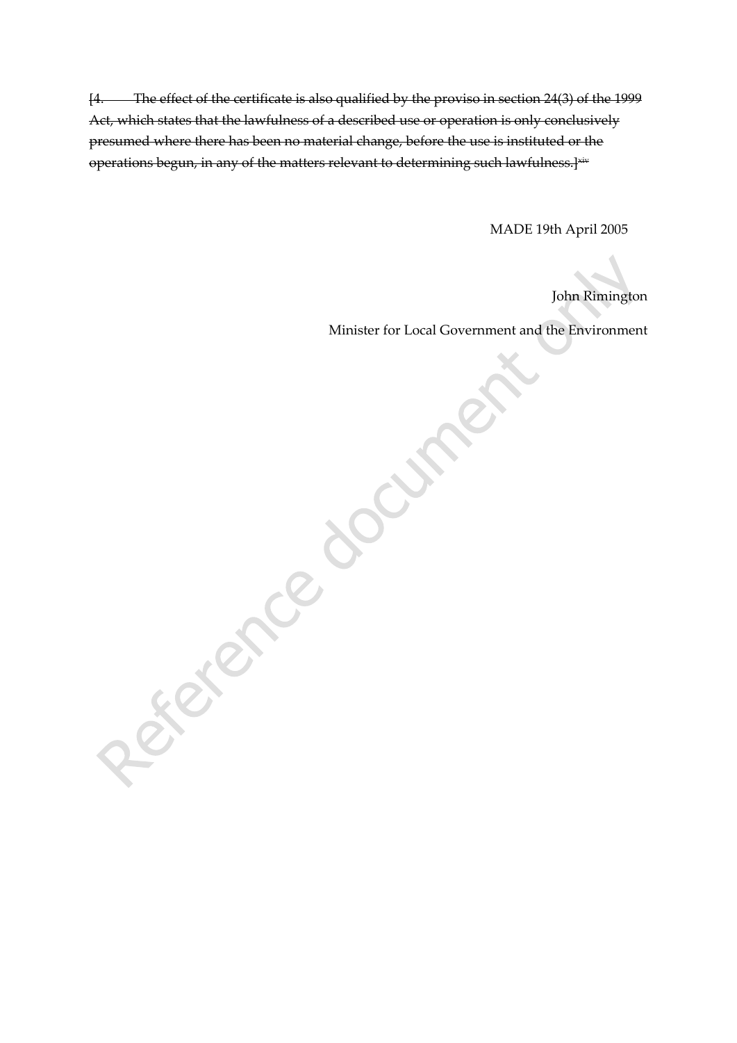~~[4. The effect of the certificate is also qualified by the proviso in section 24(3) of the 1999 Act, which states that the lawfulness of a described use or operation is only conclusively presumed where there has been no material change, before the use is instituted or the operations begun, in any of the matters relevant to determining such lawfulness.]~~[xiv]

MADE 19th April 2005

John Rimington

Minister for Local Government and the Environment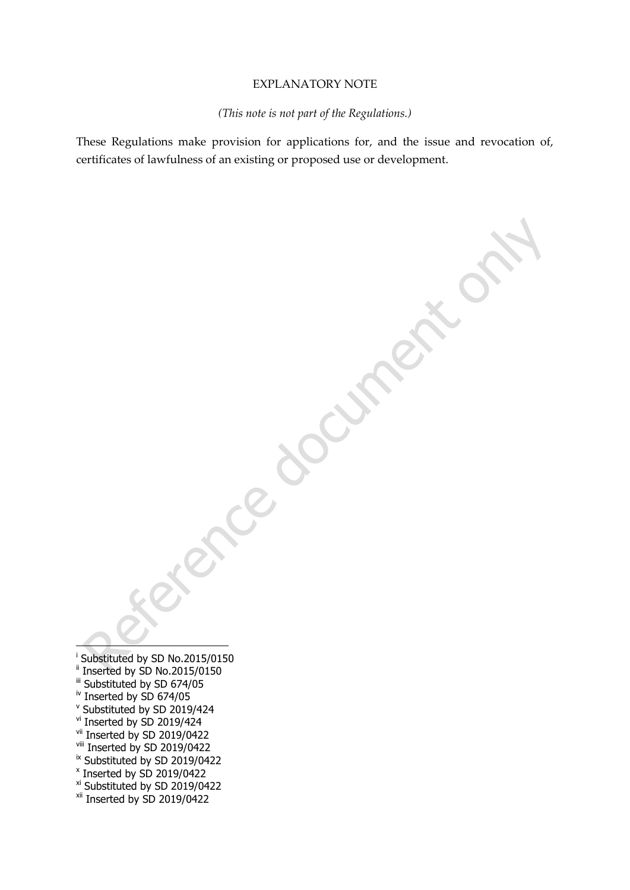# EXPLANATORY NOTE

*(This note is not part of the Regulations.)*

These Regulations make provision for applications for, and the issue and revocation of, certificates of lawfulness of an existing or proposed use or development.

[i] Substituted by SD No.2015/0150
[ii] Inserted by SD No.2015/0150
[iii] Substituted by SD 674/05
[iv] Inserted by SD 674/05
[v] Substituted by SD 2019/424
[vi] Inserted by SD 2019/424
[vii] Inserted by SD 2019/0422
[viii] Inserted by SD 2019/0422
[ix] Substituted by SD 2019/0422
[x] Inserted by SD 2019/0422
[xi] Substituted by SD 2019/0422
[xii] Inserted by SD 2019/0422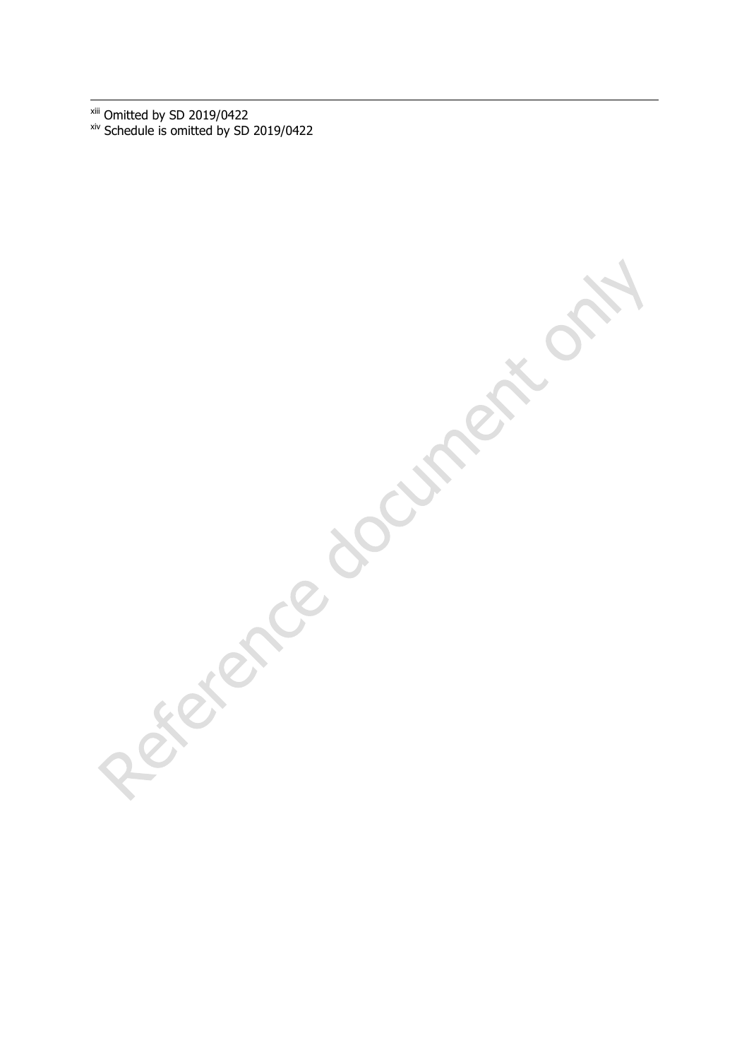[xiii] Omitted by SD 2019/0422

[xiv] Schedule is omitted by SD 2019/0422